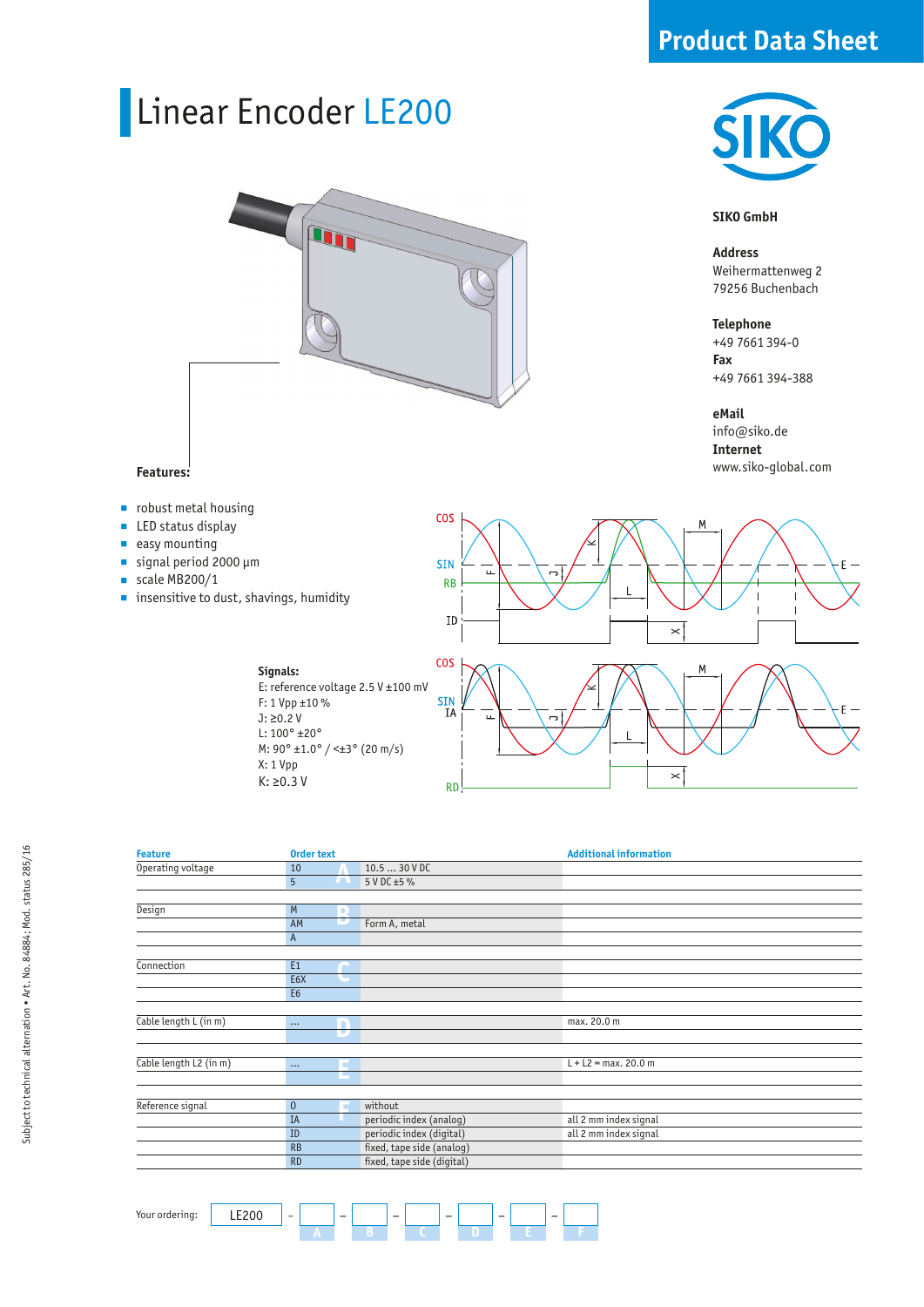Product Data Sheet

# Linear Encoder LE200

**SIKO GmbH**

**Address**
Weihermattenweg 2
79256 Buchenbach

**Telephone**
+49 7661 394-0
**Fax**
+49 7661 394-388

**eMail**
info@siko.de
**Internet**
www.siko-global.com

**Features:**

- robust metal housing
- LED status display
- easy mounting
- signal period 2000 µm
- scale MB200/1
- insensitive to dust, shavings, humidity

**Signals:**
E: reference voltage 2.5 V ±100 mV
F: 1 Vpp ±10 %
J: ≥0.2 V
L: 100° ±20°
M: 90° ±1.0° / <±3° (20 m/s)
X: 1 Vpp
K: ≥0.3 V

| Feature | Order text | | | Additional information |
|---|---|---|---|---|
| Operating voltage | 10 | A | 10.5 ... 30 V DC | |
| | 5 | | 5 V DC ±5 % | |
| Design | M | B | | |
| | AM | | Form A, metal | |
| | A | | | |
| Connection | E1 | C | | |
| | E6X | | | |
| | E6 | | | |
| Cable length L (in m) | ... | D | | max. 20.0 m |
| Cable length L2 (in m) | ... | E | | L + L2 = max. 20.0 m |
| Reference signal | 0 | F | without | |
| | IA | | periodic index (analog) | all 2 mm index signal |
| | ID | | periodic index (digital) | all 2 mm index signal |
| | RB | | fixed, tape side (analog) | |
| | RD | | fixed, tape side (digital) | |

Your ordering: LE200 – A – B – C – D – E – F

Subject to technical alternation • Art. No. 84884; Mod. status 285/16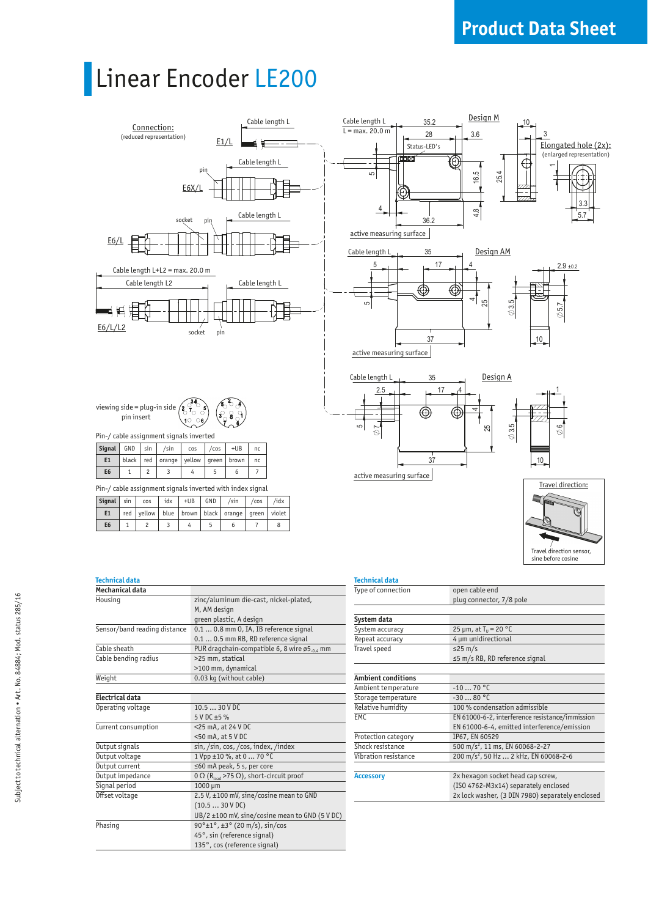# Linear Encoder LE200

Connection:
(reduced representation)

E1/L
E6X/L
E6/L
E6/L/L2

Cable length L

Cable length L+L2 = max. 20.0 m

Cable length L2

pin
socket

viewing side = plug-in side
pin insert

Pin-/ cable assignment signals inverted

| Signal | GND | sin | /sin | cos | /cos | +UB | nc |
|---|---|---|---|---|---|---|---|
| E1 | black | red | orange | yellow | green | brown | nc |
| E6 | 1 | 2 | 3 | 4 | 5 | 6 | 7 |

Pin-/ cable assignment signals inverted with index signal

| Signal | sin | cos | idx | +UB | GND | /sin | /cos | /idx |
|---|---|---|---|---|---|---|---|---|
| E1 | red | yellow | blue | brown | black | orange | green | violet |
| E6 | 1 | 2 | 3 | 4 | 5 | 6 | 7 | 8 |

Design M

Cable length L
L = max. 20.0 m

35.2
28
3.6
10
3
Status-LED's
16.5
25.4
5
4
36.2
4.8
active measuring surface

Elongated hole (2x):
(enlarged representation)
1
3.3
5.7

Design AM

Cable length L
35
5
17
4
2.9 ±0.2
5
4
25
⌀3.5
⌀5.7
37
10
active measuring surface

Design A

Cable length L
35
2.5
17
4
1
5
⌀7
4
25
⌀3.5
⌀6
37
10
active measuring surface

Travel direction:

Travel direction sensor, sine before cosine

## Technical data

| Mechanical data | |
|---|---|
| Housing | zinc/aluminum die-cast, nickel-plated, M, AM design<br>green plastic, A design |
| Sensor/band reading distance | 0.1 … 0.8 mm O, IA, IB reference signal<br>0.1 … 0.5 mm RB, RD reference signal |
| Cable sheath | PUR dragchain-compatible 6, 8 wire ø5$_{-0.4}$ mm |
| Cable bending radius | >25 mm, statical<br>>100 mm, dynamical |
| Weight | 0.03 kg (without cable) |

| Electrical data | |
|---|---|
| Operating voltage | 10.5 … 30 V DC<br>5 V DC ±5 % |
| Current consumption | <25 mA, at 24 V DC<br><50 mA, at 5 V DC |
| Output signals | sin, /sin, cos, /cos, index, /index |
| Output voltage | 1 Vpp ±10 %, at 0 … 70 °C |
| Output current | ≤60 mA peak, 5 s, per core |
| Output impedance | 0 Ω ($R_{load}$ >75 Ω), short-circuit proof |
| Signal period | 1000 µm |
| Offset voltage | 2.5 V, ±100 mV, sine/cosine mean to GND (10.5 … 30 V DC)<br>UB/2 ±100 mV, sine/cosine mean to GND (5 V DC) |
| Phasing | 90°±1°, ±3° (20 m/s), sin/cos<br>45°, sin (reference signal)<br>135°, cos (reference signal) |

## Technical data

| Type of connection | open cable end<br>plug connector, 7/8 pole |
|---|---|

| System data | |
|---|---|
| System accuracy | 25 µm, at $T_U$ = 20 °C |
| Repeat accuracy | 4 µm unidirectional |
| Travel speed | ≤25 m/s<br>≤5 m/s RB, RD reference signal |

| Ambient conditions | |
|---|---|
| Ambient temperature | -10 … 70 °C |
| Storage temperature | -30 … 80 °C |
| Relative humidity | 100 % condensation admissible |
| EMC | EN 61000-6-2, interference resistance/immission<br>EN 61000-6-4, emitted interference/emission |
| Protection category | IP67, EN 60529 |
| Shock resistance | 500 m/s², 11 ms, EN 60068-2-27 |
| Vibration resistance | 200 m/s², 50 Hz … 2 kHz, EN 60068-2-6 |

| Accessory | 2x hexagon socket head cap screw, (ISO 4762-M3x14) separately enclosed<br>2x lock washer, (3 DIN 7980) separately enclosed |
|---|---|

Subject to technical alternation • Art. No. 84884; Mod. status 285/16